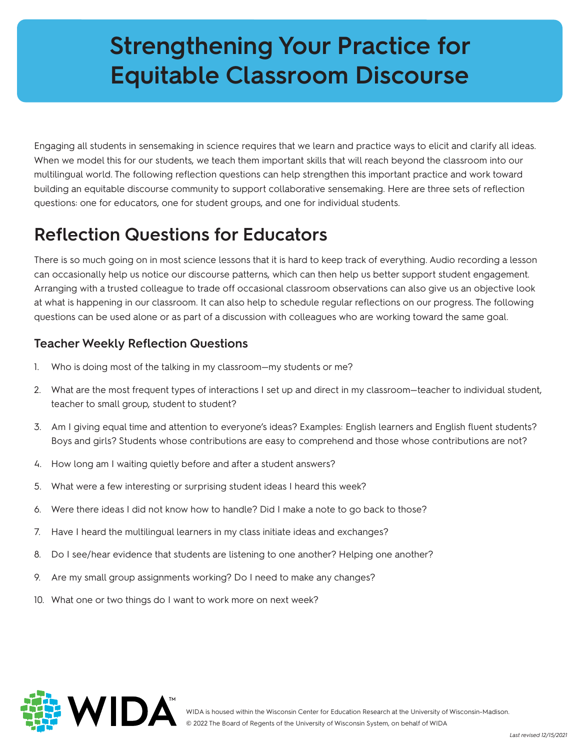# Strengthening Your Practice for Equitable Classroom Discourse

Engaging all students in sensemaking in science requires that we learn and practice ways to elicit and clarify all ideas. When we model this for our students, we teach them important skills that will reach beyond the classroom into our multilingual world. The following reflection questions can help strengthen this important practice and work toward building an equitable discourse community to support collaborative sensemaking. Here are three sets of reflection questions: one for educators, one for student groups, and one for individual students.

## Reflection Questions for Educators

There is so much going on in most science lessons that it is hard to keep track of everything. Audio recording a lesson can occasionally help us notice our discourse patterns, which can then help us better support student engagement. Arranging with a trusted colleague to trade off occasional classroom observations can also give us an objective look at what is happening in our classroom. It can also help to schedule regular reflections on our progress. The following questions can be used alone or as part of a discussion with colleagues who are working toward the same goal.

### Teacher Weekly Reflection Questions

1. Who is doing most of the talking in my classroom—my students or me?
2. What are the most frequent types of interactions I set up and direct in my classroom—teacher to individual student, teacher to small group, student to student?
3. Am I giving equal time and attention to everyone's ideas? Examples: English learners and English fluent students? Boys and girls? Students whose contributions are easy to comprehend and those whose contributions are not?
4. How long am I waiting quietly before and after a student answers?
5. What were a few interesting or surprising student ideas I heard this week?
6. Were there ideas I did not know how to handle? Did I make a note to go back to those?
7. Have I heard the multilingual learners in my class initiate ideas and exchanges?
8. Do I see/hear evidence that students are listening to one another? Helping one another?
9. Are my small group assignments working? Do I need to make any changes?
10. What one or two things do I want to work more on next week?

WIDA is housed within the Wisconsin Center for Education Research at the University of Wisconsin-Madison.
© 2022 The Board of Regents of the University of Wisconsin System, on behalf of WIDA

*Last revised 12/15/2021*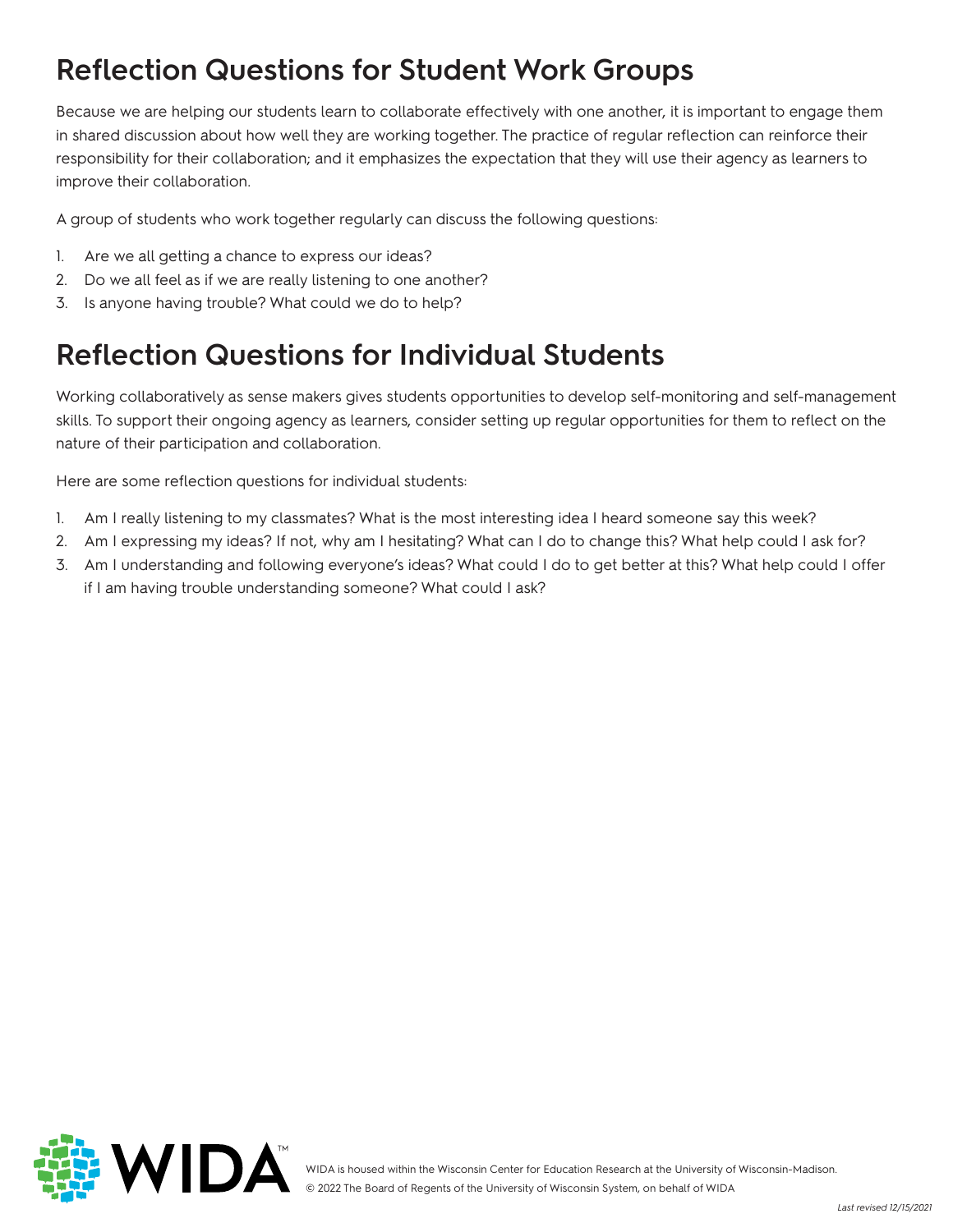## Reflection Questions for Student Work Groups

Because we are helping our students learn to collaborate effectively with one another, it is important to engage them in shared discussion about how well they are working together. The practice of regular reflection can reinforce their responsibility for their collaboration; and it emphasizes the expectation that they will use their agency as learners to improve their collaboration.

A group of students who work together regularly can discuss the following questions:

1. Are we all getting a chance to express our ideas?
2. Do we all feel as if we are really listening to one another?
3. Is anyone having trouble? What could we do to help?

## Reflection Questions for Individual Students

Working collaboratively as sense makers gives students opportunities to develop self-monitoring and self-management skills. To support their ongoing agency as learners, consider setting up regular opportunities for them to reflect on the nature of their participation and collaboration.

Here are some reflection questions for individual students:

1. Am I really listening to my classmates? What is the most interesting idea I heard someone say this week?
2. Am I expressing my ideas? If not, why am I hesitating? What can I do to change this? What help could I ask for?
3. Am I understanding and following everyone's ideas? What could I do to get better at this? What help could I offer if I am having trouble understanding someone? What could I ask?

WIDA is housed within the Wisconsin Center for Education Research at the University of Wisconsin-Madison.
© 2022 The Board of Regents of the University of Wisconsin System, on behalf of WIDA

*Last revised 12/15/2021*